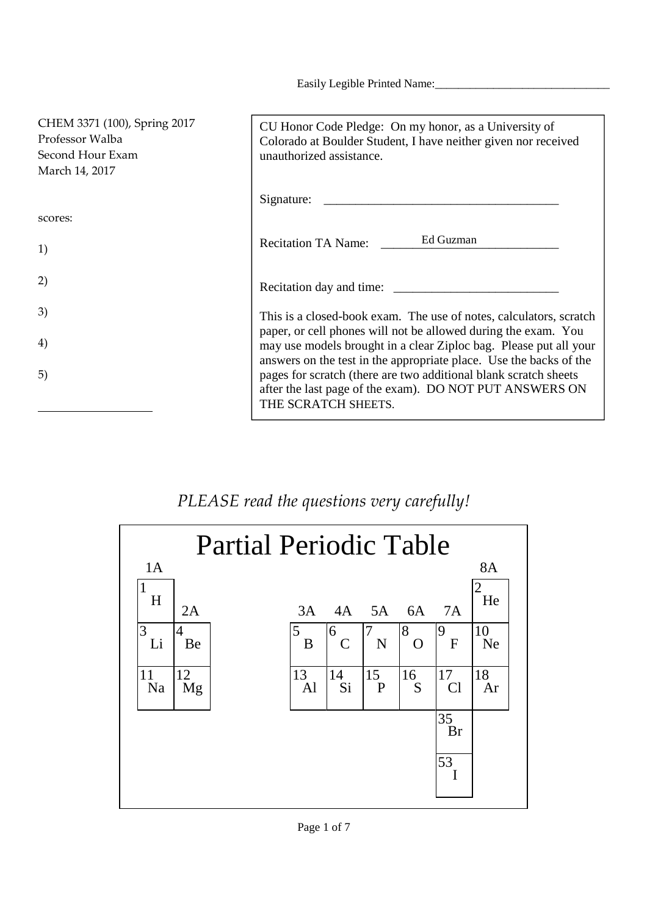Easily Legible Printed Name:_______________________________

CHEM 3371 (100), Spring 2017
Professor Walba
Second Hour Exam
March 14, 2017

scores:

1)

2)

3)

4)

5)

____________________

CU Honor Code Pledge: On my honor, as a University of Colorado at Boulder Student, I have neither given nor received unauthorized assistance.

Signature: ______________________________________

Recitation TA Name: Ed Guzman

Recitation day and time: ___________________________

This is a closed-book exam. The use of notes, calculators, scratch paper, or cell phones will not be allowed during the exam. You may use models brought in a clear Ziploc bag. Please put all your answers on the test in the appropriate place. Use the backs of the pages for scratch (there are two additional blank scratch sheets after the last page of the exam). DO NOT PUT ANSWERS ON THE SCRATCH SHEETS.

*PLEASE read the questions very carefully!*

## Partial Periodic Table

| 1A | 2A | 3A | 4A | 5A | 6A | 7A | 8A |
|---|---|---|---|---|---|---|---|
| 1 H | | | | | | | 2 He |
| 3 Li | 4 Be | 5 B | 6 C | 7 N | 8 O | 9 F | 10 Ne |
| 11 Na | 12 Mg | 13 Al | 14 Si | 15 P | 16 S | 17 Cl | 18 Ar |
| | | | | | | 35 Br | |
| | | | | | | 53 I | |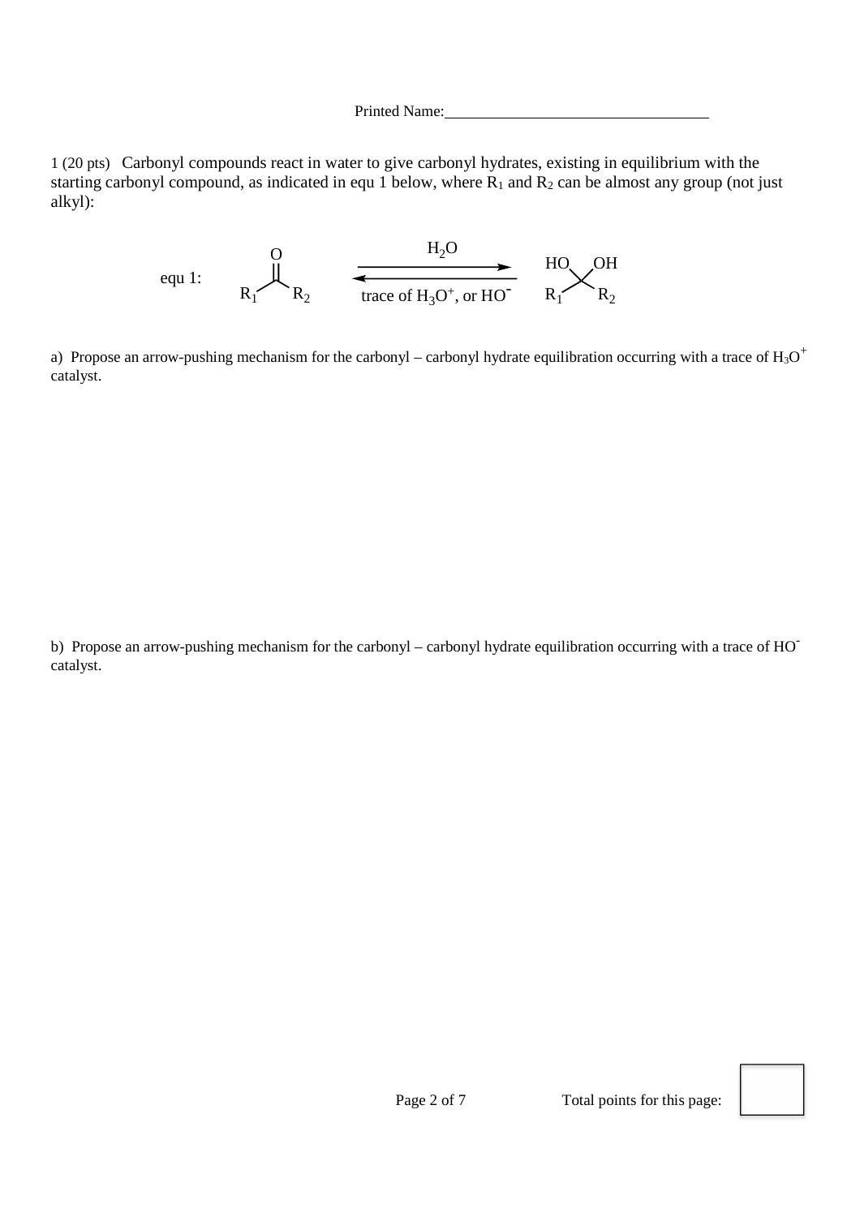Printed Name:\_\_\_\_\_\_\_\_\_\_\_\_\_\_\_\_\_\_\_\_\_\_\_\_\_\_\_\_\_\_\_\_

1 (20 pts) Carbonyl compounds react in water to give carbonyl hydrates, existing in equilibrium with the starting carbonyl compound, as indicated in equ 1 below, where $R_1$ and $R_2$ can be almost any group (not just alkyl):

$$\text{equ 1:} \quad R_1C(=O)R_2 \underset{\text{trace of } H_3O^+, \text{ or } HO^-}{\overset{H_2O}{\rightleftharpoons}} R_1C(OH)_2R_2$$

a) Propose an arrow-pushing mechanism for the carbonyl – carbonyl hydrate equilibration occurring with a trace of $H_3O^+$ catalyst.

b) Propose an arrow-pushing mechanism for the carbonyl – carbonyl hydrate equilibration occurring with a trace of $HO^-$ catalyst.

Total points for this page: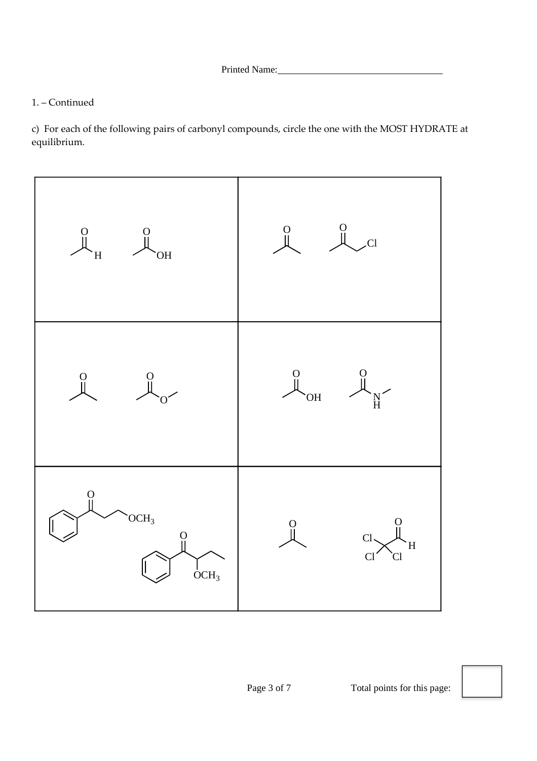Printed Name:\_\_\_\_\_\_\_\_\_\_\_\_\_\_\_\_\_\_\_\_\_\_\_\_\_\_\_\_\_\_\_\_

1. – Continued

c) For each of the following pairs of carbonyl compounds, circle the one with the MOST HYDRATE at equilibrium.

| | |
|---|---|
| $CH_3CHO$ &nbsp;&nbsp;&nbsp; $CH_3COOH$ | $CH_3COCH_3$ &nbsp;&nbsp;&nbsp; $CH_3COCH_2Cl$ |
| $CH_3COCH_3$ &nbsp;&nbsp;&nbsp; $CH_3COOCH_3$ | $CH_3COOH$ &nbsp;&nbsp;&nbsp; $CH_3CONHCH_3$ |
| $C_6H_5COCH_2CH_2OCH_3$ &nbsp;&nbsp;&nbsp; $C_6H_5COCH(OCH_3)CH_2CH_3$ | $CH_3COCH_3$ &nbsp;&nbsp;&nbsp; $Cl_3CCHO$ |

Total points for this page: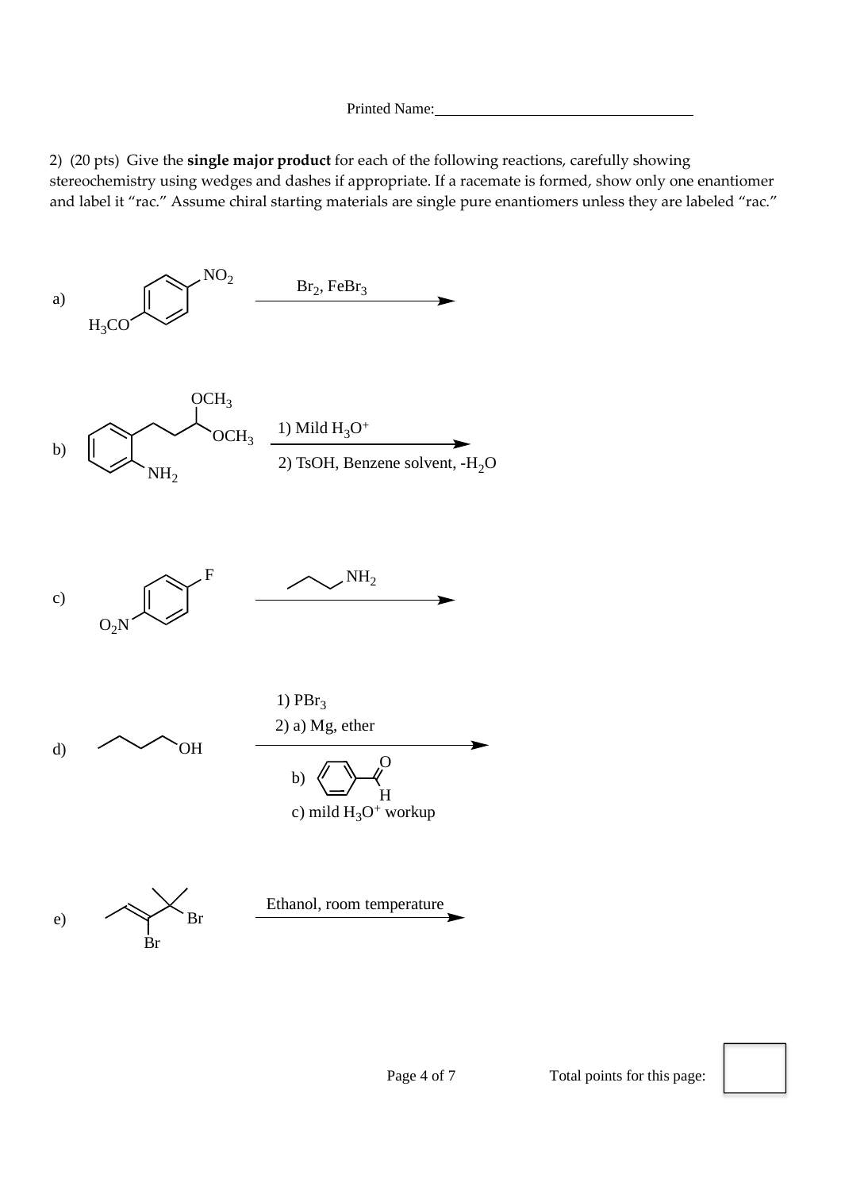Printed Name:___________________________________

2) (20 pts) Give the **single major product** for each of the following reactions, carefully showing stereochemistry using wedges and dashes if appropriate. If a racemate is formed, show only one enantiomer and label it "rac." Assume chiral starting materials are single pure enantiomers unless they are labeled "rac."

a) $NO_2$ / $H_3CO$ (substituted benzene) → $Br_2$, $FeBr_3$

b) $OCH_3$ / $OCH_3$ / $NH_2$ (substituted benzene) → 1) Mild $H_3O^+$ 2) TsOH, Benzene solvent, $-H_2O$

c) F / $O_2N$ (substituted benzene) → $NH_2$ (propylamine)

d) OH (butanol) → 1) $PBr_3$ 2) a) Mg, ether b) benzaldehyde (O, H) c) mild $H_3O^+$ workup

e) Br / Br (alkene) → Ethanol, room temperature

Total points for this page: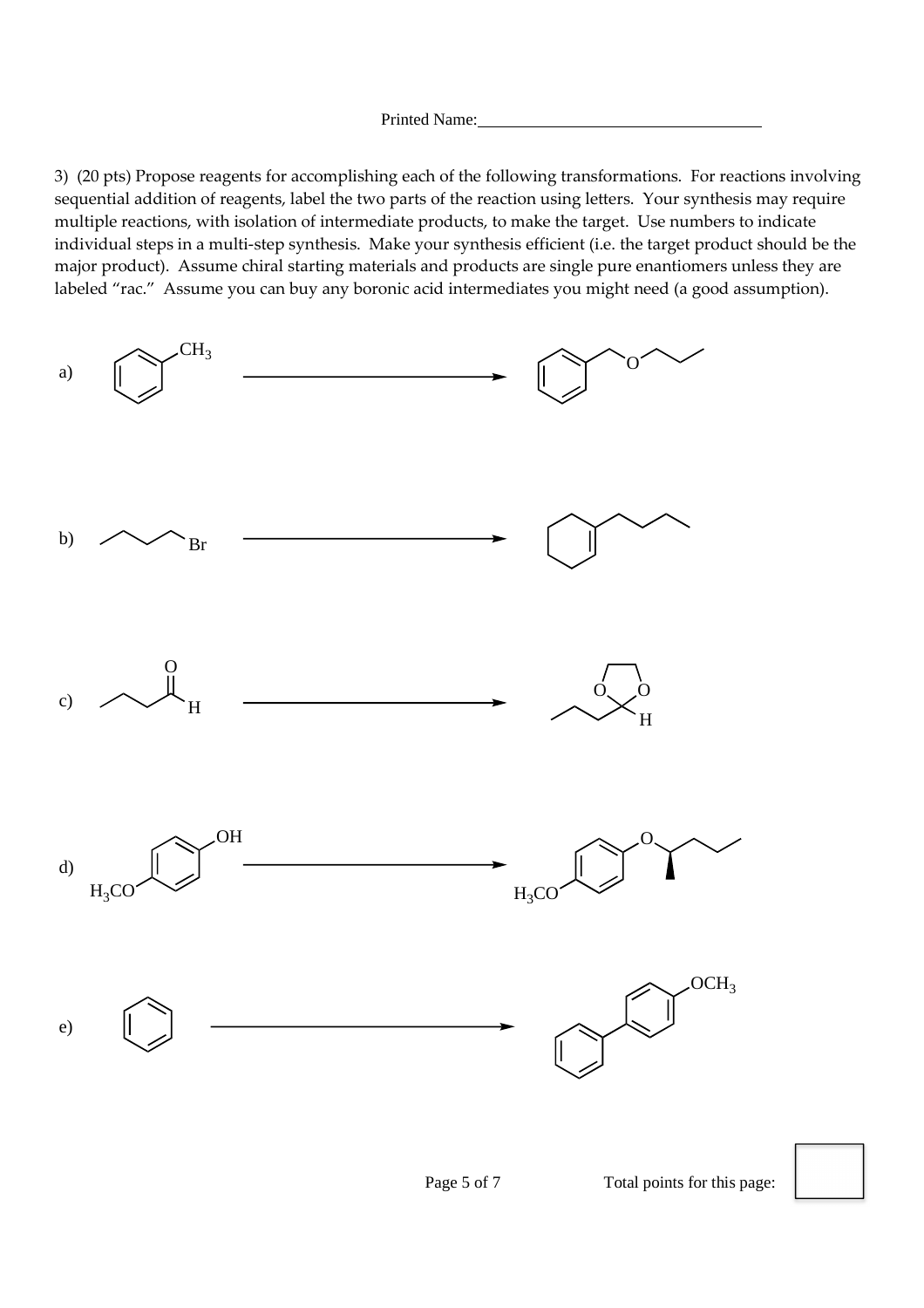Printed Name:\_\_\_\_\_\_\_\_\_\_\_\_\_\_\_\_\_\_\_\_\_\_\_\_\_\_\_\_\_\_\_\_\_\_

3) (20 pts) Propose reagents for accomplishing each of the following transformations. For reactions involving sequential addition of reagents, label the two parts of the reaction using letters. Your synthesis may require multiple reactions, with isolation of intermediate products, to make the target. Use numbers to indicate individual steps in a multi-step synthesis. Make your synthesis efficient (i.e. the target product should be the major product). Assume chiral starting materials and products are single pure enantiomers unless they are labeled "rac." Assume you can buy any boronic acid intermediates you might need (a good assumption).

a) Toluene ($C_6H_5CH_3$) → $C_6H_5CH_2OCH_2CH_2CH_3$

b) $CH_3CH_2CH_2CH_2Br$ → 1-butylcyclohexene

c) $CH_3CH_2CH_2CHO$ → 2-propyl-1,3-dioxolane (O, O, H)

d) $H_3CO$–$C_6H_4$–OH → $H_3CO$–$C_6H_4$–O–CH($CH_3$)$CH_2CH_2CH_3$ (single enantiomer)

e) Benzene → $C_6H_5$–$C_6H_4$–$OCH_3$

Total points for this page: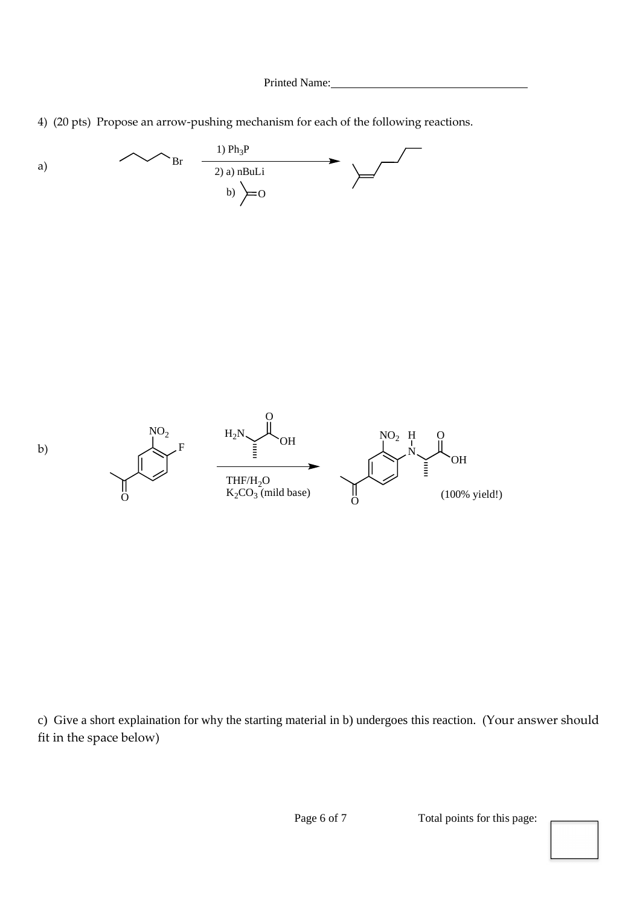Printed Name:_________________________________

4) (20 pts) Propose an arrow-pushing mechanism for each of the following reactions.

a)

1) $Ph_3P$

2) a) nBuLi

b) 

b)

THF/$H_2O$

$K_2CO_3$ (mild base)

(100% yield!)

c) Give a short explaination for why the starting material in b) undergoes this reaction. (Your answer should fit in the space below)

Total points for this page: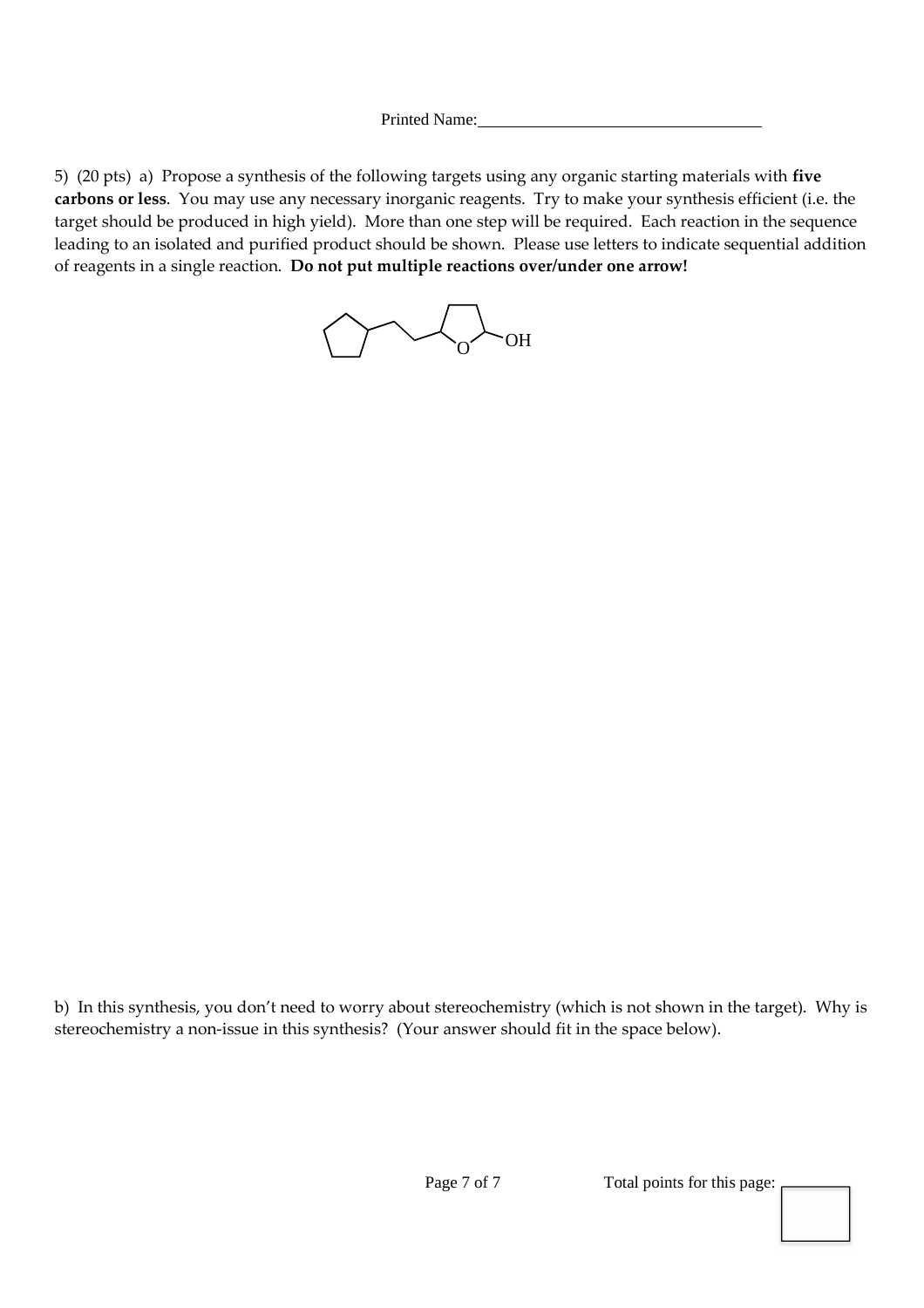Printed Name:\_\_\_\_\_\_\_\_\_\_\_\_\_\_\_\_\_\_\_\_\_\_\_\_\_\_\_\_\_\_\_\_\_\_

5) (20 pts) a) Propose a synthesis of the following targets using any organic starting materials with **five carbons or less**. You may use any necessary inorganic reagents. Try to make your synthesis efficient (i.e. the target should be produced in high yield). More than one step will be required. Each reaction in the sequence leading to an isolated and purified product should be shown. Please use letters to indicate sequential addition of reagents in a single reaction. **Do not put multiple reactions over/under one arrow!**

O OH

b) In this synthesis, you don't need to worry about stereochemistry (which is not shown in the target). Why is stereochemistry a non-issue in this synthesis? (Your answer should fit in the space below).

Total points for this page: